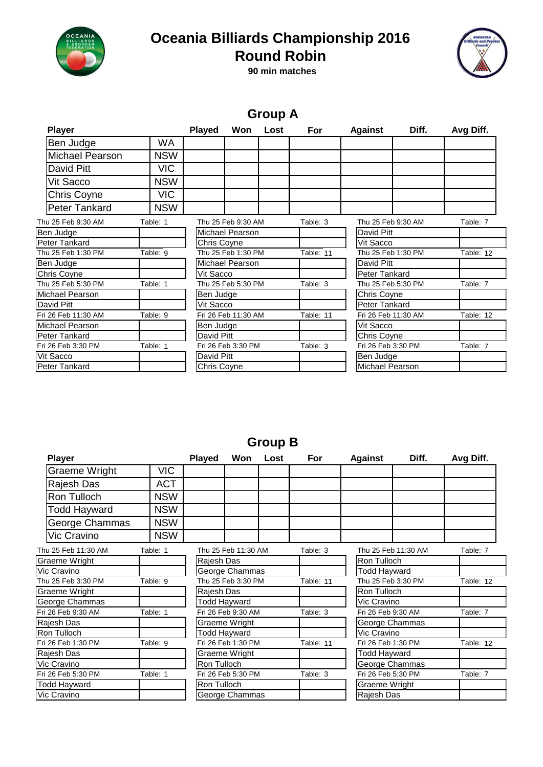# Oceania Billiards Championship 2016

## Round Robin

**90 min matches**

## Group A

| Player | | Played | Won | Lost | For | Against | Diff. | Avg Diff. |
|---|---|---|---|---|---|---|---|---|
| Ben Judge | WA | | | | | | | |
| Michael Pearson | NSW | | | | | | | |
| David Pitt | VIC | | | | | | | |
| Vit Sacco | NSW | | | | | | | |
| Chris Coyne | VIC | | | | | | | |
| Peter Tankard | NSW | | | | | | | |

| Thu 25 Feb 9:30 AM | Table: 1 | Thu 25 Feb 9:30 AM | Table: 3 | Thu 25 Feb 9:30 AM | Table: 7 |
|---|---|---|---|---|---|
| Ben Judge | | Michael Pearson | | David Pitt | |
| Peter Tankard | | Chris Coyne | | Vit Sacco | |
| **Thu 25 Feb 1:30 PM** | **Table: 9** | **Thu 25 Feb 1:30 PM** | **Table: 11** | **Thu 25 Feb 1:30 PM** | **Table: 12** |
| Ben Judge | | Michael Pearson | | David Pitt | |
| Chris Coyne | | Vit Sacco | | Peter Tankard | |
| **Thu 25 Feb 5:30 PM** | **Table: 1** | **Thu 25 Feb 5:30 PM** | **Table: 3** | **Thu 25 Feb 5:30 PM** | **Table: 7** |
| Michael Pearson | | Ben Judge | | Chris Coyne | |
| David Pitt | | Vit Sacco | | Peter Tankard | |
| **Fri 26 Feb 11:30 AM** | **Table: 9** | **Fri 26 Feb 11:30 AM** | **Table: 11** | **Fri 26 Feb 11:30 AM** | **Table: 12** |
| Michael Pearson | | Ben Judge | | Vit Sacco | |
| Peter Tankard | | David Pitt | | Chris Coyne | |
| **Fri 26 Feb 3:30 PM** | **Table: 1** | **Fri 26 Feb 3:30 PM** | **Table: 3** | **Fri 26 Feb 3:30 PM** | **Table: 7** |
| Vit Sacco | | David Pitt | | Ben Judge | |
| Peter Tankard | | Chris Coyne | | Michael Pearson | |

## Group B

| Player | | Played | Won | Lost | For | Against | Diff. | Avg Diff. |
|---|---|---|---|---|---|---|---|---|
| Graeme Wright | VIC | | | | | | | |
| Rajesh Das | ACT | | | | | | | |
| Ron Tulloch | NSW | | | | | | | |
| Todd Hayward | NSW | | | | | | | |
| George Chammas | NSW | | | | | | | |
| Vic Cravino | NSW | | | | | | | |

| Thu 25 Feb 11:30 AM | Table: 1 | Thu 25 Feb 11:30 AM | Table: 3 | Thu 25 Feb 11:30 AM | Table: 7 |
|---|---|---|---|---|---|
| Graeme Wright | | Rajesh Das | | Ron Tulloch | |
| Vic Cravino | | George Chammas | | Todd Hayward | |
| **Thu 25 Feb 3:30 PM** | **Table: 9** | **Thu 25 Feb 3:30 PM** | **Table: 11** | **Thu 25 Feb 3:30 PM** | **Table: 12** |
| Graeme Wright | | Rajesh Das | | Ron Tulloch | |
| George Chammas | | Todd Hayward | | Vic Cravino | |
| **Fri 26 Feb 9:30 AM** | **Table: 1** | **Fri 26 Feb 9:30 AM** | **Table: 3** | **Fri 26 Feb 9:30 AM** | **Table: 7** |
| Rajesh Das | | Graeme Wright | | George Chammas | |
| Ron Tulloch | | Todd Hayward | | Vic Cravino | |
| **Fri 26 Feb 1:30 PM** | **Table: 9** | **Fri 26 Feb 1:30 PM** | **Table: 11** | **Fri 26 Feb 1:30 PM** | **Table: 12** |
| Rajesh Das | | Graeme Wright | | Todd Hayward | |
| Vic Cravino | | Ron Tulloch | | George Chammas | |
| **Fri 26 Feb 5:30 PM** | **Table: 1** | **Fri 26 Feb 5:30 PM** | **Table: 3** | **Fri 26 Feb 5:30 PM** | **Table: 7** |
| Todd Hayward | | Ron Tulloch | | Graeme Wright | |
| Vic Cravino | | George Chammas | | Rajesh Das | |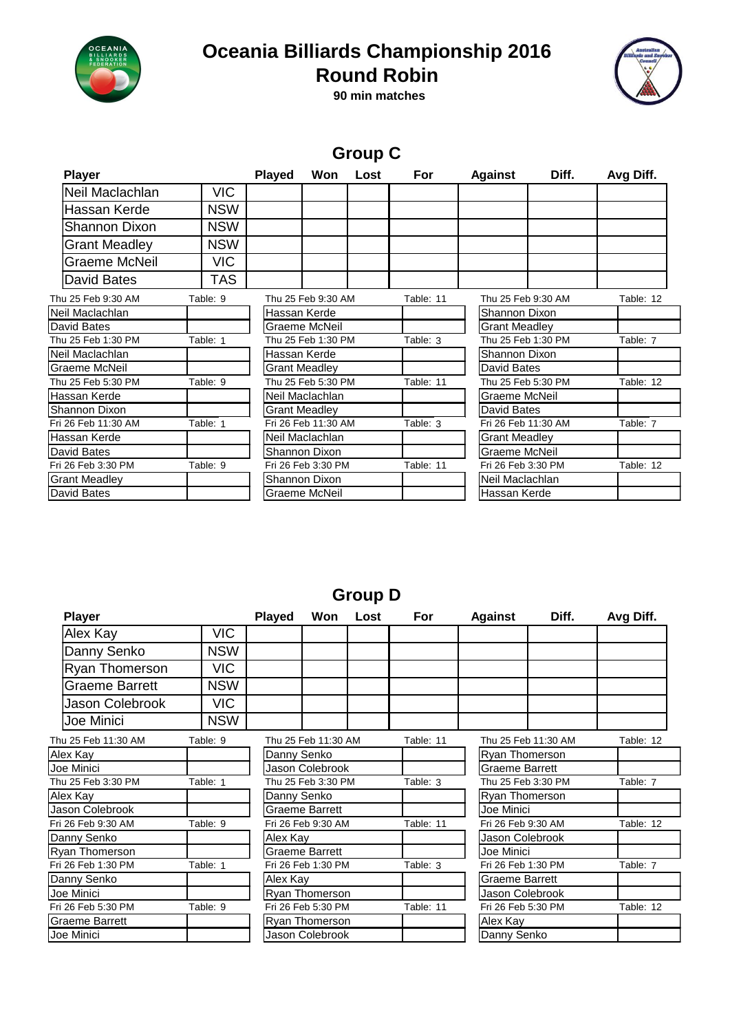# Oceania Billiards Championship 2016

## Round Robin

**90 min matches**

### Group C

| Player | | Played | Won | Lost | For | Against | Diff. | Avg Diff. |
|---|---|---|---|---|---|---|---|---|
| Neil Maclachlan | VIC | | | | | | | |
| Hassan Kerde | NSW | | | | | | | |
| Shannon Dixon | NSW | | | | | | | |
| Grant Meadley | NSW | | | | | | | |
| Graeme McNeil | VIC | | | | | | | |
| David Bates | TAS | | | | | | | |

| Thu 25 Feb 9:30 AM | Table: 9 | Thu 25 Feb 9:30 AM | Table: 11 | Thu 25 Feb 9:30 AM | Table: 12 |
|---|---|---|---|---|---|
| Neil Maclachlan | | Hassan Kerde | | Shannon Dixon | |
| David Bates | | Graeme McNeil | | Grant Meadley | |
| **Thu 25 Feb 1:30 PM** | **Table: 1** | **Thu 25 Feb 1:30 PM** | **Table: 3** | **Thu 25 Feb 1:30 PM** | **Table: 7** |
| Neil Maclachlan | | Hassan Kerde | | Shannon Dixon | |
| Graeme McNeil | | Grant Meadley | | David Bates | |
| **Thu 25 Feb 5:30 PM** | **Table: 9** | **Thu 25 Feb 5:30 PM** | **Table: 11** | **Thu 25 Feb 5:30 PM** | **Table: 12** |
| Hassan Kerde | | Neil Maclachlan | | Graeme McNeil | |
| Shannon Dixon | | Grant Meadley | | David Bates | |
| **Fri 26 Feb 11:30 AM** | **Table: 1** | **Fri 26 Feb 11:30 AM** | **Table: 3** | **Fri 26 Feb 11:30 AM** | **Table: 7** |
| Hassan Kerde | | Neil Maclachlan | | Grant Meadley | |
| David Bates | | Shannon Dixon | | Graeme McNeil | |
| **Fri 26 Feb 3:30 PM** | **Table: 9** | **Fri 26 Feb 3:30 PM** | **Table: 11** | **Fri 26 Feb 3:30 PM** | **Table: 12** |
| Grant Meadley | | Shannon Dixon | | Neil Maclachlan | |
| David Bates | | Graeme McNeil | | Hassan Kerde | |

### Group D

| Player | | Played | Won | Lost | For | Against | Diff. | Avg Diff. |
|---|---|---|---|---|---|---|---|---|
| Alex Kay | VIC | | | | | | | |
| Danny Senko | NSW | | | | | | | |
| Ryan Thomerson | VIC | | | | | | | |
| Graeme Barrett | NSW | | | | | | | |
| Jason Colebrook | VIC | | | | | | | |
| Joe Minici | NSW | | | | | | | |

| Thu 25 Feb 11:30 AM | Table: 9 | Thu 25 Feb 11:30 AM | Table: 11 | Thu 25 Feb 11:30 AM | Table: 12 |
|---|---|---|---|---|---|
| Alex Kay | | Danny Senko | | Ryan Thomerson | |
| Joe Minici | | Jason Colebrook | | Graeme Barrett | |
| **Thu 25 Feb 3:30 PM** | **Table: 1** | **Thu 25 Feb 3:30 PM** | **Table: 3** | **Thu 25 Feb 3:30 PM** | **Table: 7** |
| Alex Kay | | Danny Senko | | Ryan Thomerson | |
| Jason Colebrook | | Graeme Barrett | | Joe Minici | |
| **Fri 26 Feb 9:30 AM** | **Table: 9** | **Fri 26 Feb 9:30 AM** | **Table: 11** | **Fri 26 Feb 9:30 AM** | **Table: 12** |
| Danny Senko | | Alex Kay | | Jason Colebrook | |
| Ryan Thomerson | | Graeme Barrett | | Joe Minici | |
| **Fri 26 Feb 1:30 PM** | **Table: 1** | **Fri 26 Feb 1:30 PM** | **Table: 3** | **Fri 26 Feb 1:30 PM** | **Table: 7** |
| Danny Senko | | Alex Kay | | Graeme Barrett | |
| Joe Minici | | Ryan Thomerson | | Jason Colebrook | |
| **Fri 26 Feb 5:30 PM** | **Table: 9** | **Fri 26 Feb 5:30 PM** | **Table: 11** | **Fri 26 Feb 5:30 PM** | **Table: 12** |
| Graeme Barrett | | Ryan Thomerson | | Alex Kay | |
| Joe Minici | | Jason Colebrook | | Danny Senko | |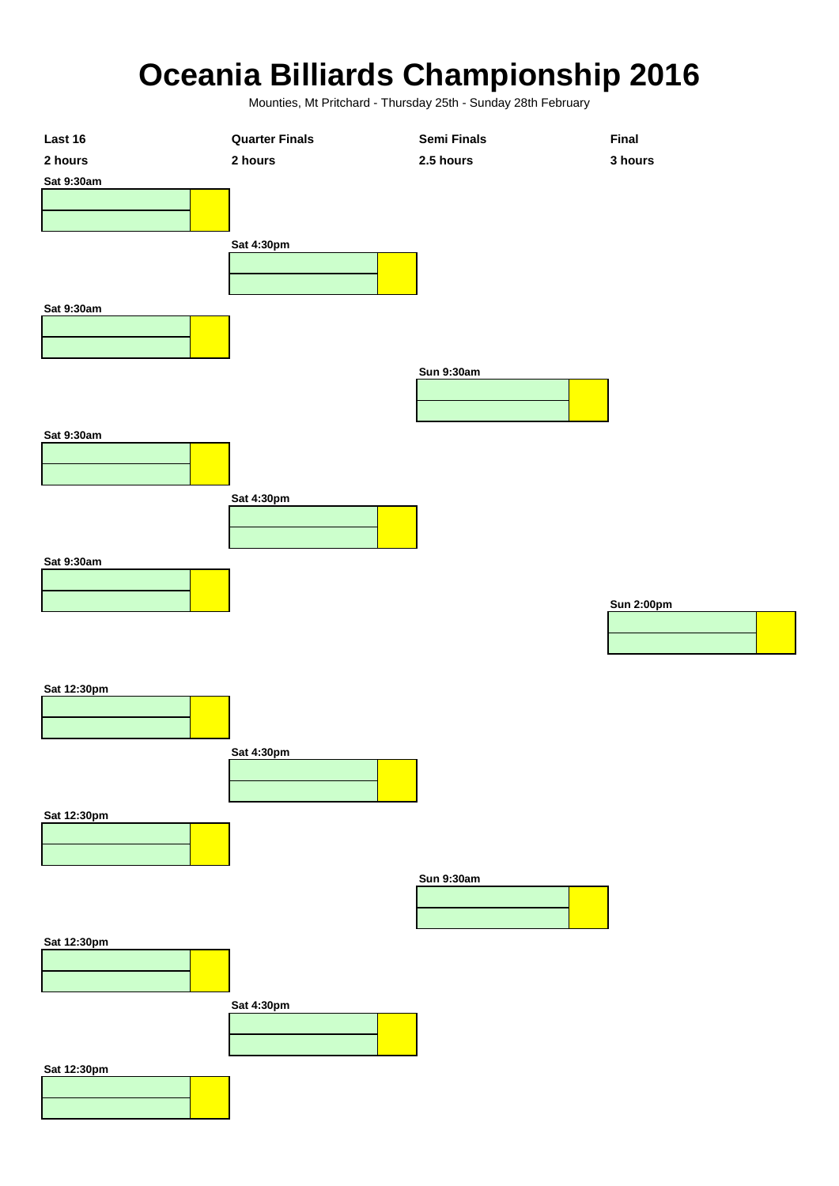# Oceania Billiards Championship 2016

Mounties, Mt Pritchard - Thursday 25th - Sunday 28th February

| Last 16 | Quarter Finals | Semi Finals | Final |
|---|---|---|---|
| 2 hours | 2 hours | 2.5 hours | 3 hours |

**Last 16**

Sat 9:30am

Sat 9:30am

Sat 9:30am

Sat 9:30am

Sat 12:30pm

Sat 12:30pm

Sat 12:30pm

Sat 12:30pm

**Quarter Finals**

Sat 4:30pm

Sat 4:30pm

Sat 4:30pm

Sat 4:30pm

**Semi Finals**

Sun 9:30am

Sun 9:30am

**Final**

Sun 2:00pm